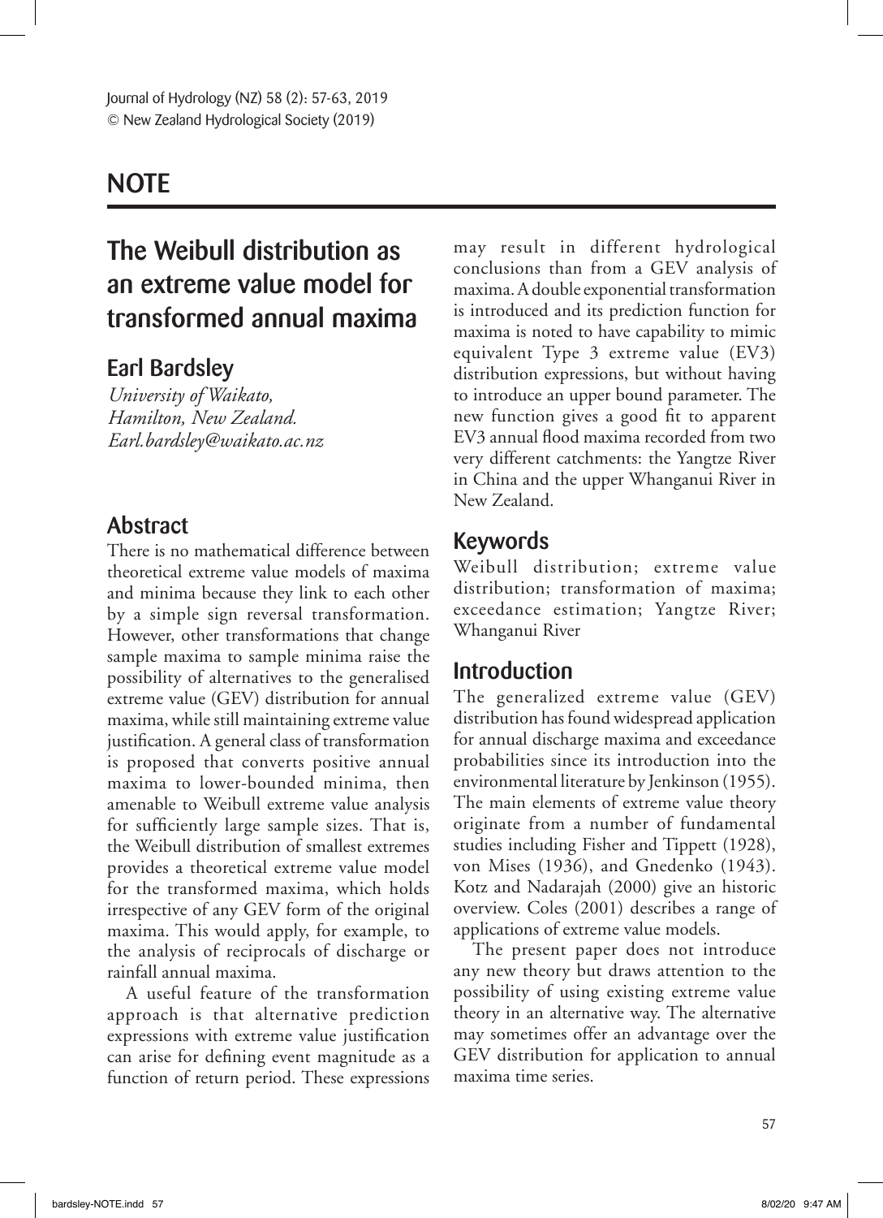## NOTE

# The Weibull distribution as an extreme value model for transformed annual maxima

## Earl Bardsley

*University of Waikato,*
*Hamilton, New Zealand.*
*Earl.bardsley@waikato.ac.nz*

## Abstract

There is no mathematical difference between theoretical extreme value models of maxima and minima because they link to each other by a simple sign reversal transformation. However, other transformations that change sample maxima to sample minima raise the possibility of alternatives to the generalised extreme value (GEV) distribution for annual maxima, while still maintaining extreme value justification. A general class of transformation is proposed that converts positive annual maxima to lower-bounded minima, then amenable to Weibull extreme value analysis for sufficiently large sample sizes. That is, the Weibull distribution of smallest extremes provides a theoretical extreme value model for the transformed maxima, which holds irrespective of any GEV form of the original maxima. This would apply, for example, to the analysis of reciprocals of discharge or rainfall annual maxima.

A useful feature of the transformation approach is that alternative prediction expressions with extreme value justification can arise for defining event magnitude as a function of return period. These expressions may result in different hydrological conclusions than from a GEV analysis of maxima. A double exponential transformation is introduced and its prediction function for maxima is noted to have capability to mimic equivalent Type 3 extreme value (EV3) distribution expressions, but without having to introduce an upper bound parameter. The new function gives a good fit to apparent EV3 annual flood maxima recorded from two very different catchments: the Yangtze River in China and the upper Whanganui River in New Zealand.

## Keywords

Weibull distribution; extreme value distribution; transformation of maxima; exceedance estimation; Yangtze River; Whanganui River

## Introduction

The generalized extreme value (GEV) distribution has found widespread application for annual discharge maxima and exceedance probabilities since its introduction into the environmental literature by Jenkinson (1955). The main elements of extreme value theory originate from a number of fundamental studies including Fisher and Tippett (1928), von Mises (1936), and Gnedenko (1943). Kotz and Nadarajah (2000) give an historic overview. Coles (2001) describes a range of applications of extreme value models.

The present paper does not introduce any new theory but draws attention to the possibility of using existing extreme value theory in an alternative way. The alternative may sometimes offer an advantage over the GEV distribution for application to annual maxima time series.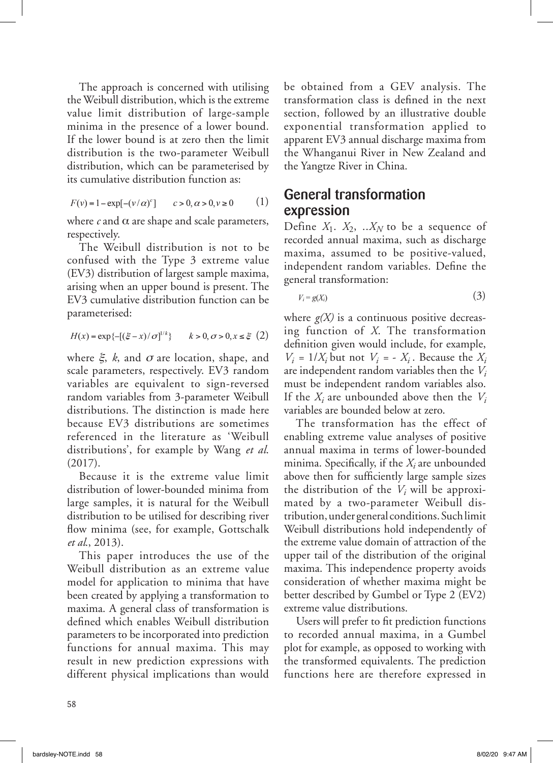The approach is concerned with utilising the Weibull distribution, which is the extreme value limit distribution of large-sample minima in the presence of a lower bound. If the lower bound is at zero then the limit distribution is the two-parameter Weibull distribution, which can be parameterised by its cumulative distribution function as:

$$F(v) = 1 - \exp[-(v/\alpha)^c] \qquad c > 0, \alpha > 0, v \geq 0 \tag{1}$$

where $c$ and $\alpha$ are shape and scale parameters, respectively.

The Weibull distribution is not to be confused with the Type 3 extreme value (EV3) distribution of largest sample maxima, arising when an upper bound is present. The EV3 cumulative distribution function can be parameterised:

$$H(x) = \exp\{-[(\xi - x)/\sigma]^{1/k}\} \qquad k > 0, \sigma > 0, x \leq \xi \tag{2}$$

where $\xi$, $k$, and $\sigma$ are location, shape, and scale parameters, respectively. EV3 random variables are equivalent to sign-reversed random variables from 3-parameter Weibull distributions. The distinction is made here because EV3 distributions are sometimes referenced in the literature as 'Weibull distributions', for example by Wang *et al.* (2017).

Because it is the extreme value limit distribution of lower-bounded minima from large samples, it is natural for the Weibull distribution to be utilised for describing river flow minima (see, for example, Gottschalk *et al.*, 2013).

This paper introduces the use of the Weibull distribution as an extreme value model for application to minima that have been created by applying a transformation to maxima. A general class of transformation is defined which enables Weibull distribution parameters to be incorporated into prediction functions for annual maxima. This may result in new prediction expressions with different physical implications than would be obtained from a GEV analysis. The transformation class is defined in the next section, followed by an illustrative double exponential transformation applied to apparent EV3 annual discharge maxima from the Whanganui River in New Zealand and the Yangtze River in China.

## General transformation expression

Define $X_1$. $X_2$, ..$X_N$ to be a sequence of recorded annual maxima, such as discharge maxima, assumed to be positive-valued, independent random variables. Define the general transformation:

$$V_i = g(X_i) \tag{3}$$

where $g(X)$ is a continuous positive decreasing function of $X$. The transformation definition given would include, for example, $V_i = 1/X_i$ but not $V_i = -X_i$. Because the $X_i$ are independent random variables then the $V_i$ must be independent random variables also. If the $X_i$ are unbounded above then the $V_i$ variables are bounded below at zero.

The transformation has the effect of enabling extreme value analyses of positive annual maxima in terms of lower-bounded minima. Specifically, if the $X_i$ are unbounded above then for sufficiently large sample sizes the distribution of the $V_i$ will be approximated by a two-parameter Weibull distribution, under general conditions. Such limit Weibull distributions hold independently of the extreme value domain of attraction of the upper tail of the distribution of the original maxima. This independence property avoids consideration of whether maxima might be better described by Gumbel or Type 2 (EV2) extreme value distributions.

Users will prefer to fit prediction functions to recorded annual maxima, in a Gumbel plot for example, as opposed to working with the transformed equivalents. The prediction functions here are therefore expressed in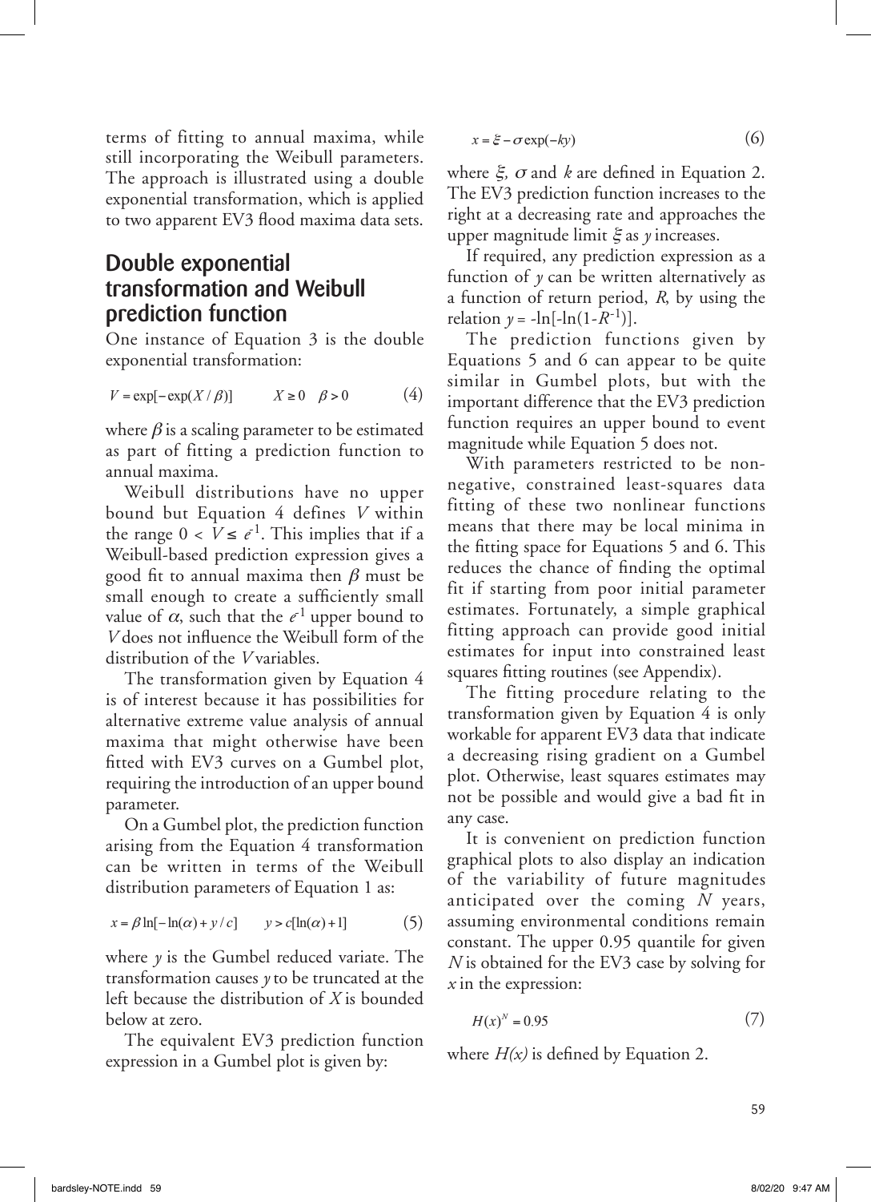terms of fitting to annual maxima, while still incorporating the Weibull parameters. The approach is illustrated using a double exponential transformation, which is applied to two apparent EV3 flood maxima data sets.

## Double exponential transformation and Weibull prediction function

One instance of Equation 3 is the double exponential transformation:

$$V = \exp[-\exp(X/\beta)] \qquad X \geq 0 \quad \beta > 0 \tag{4}$$

where $\beta$ is a scaling parameter to be estimated as part of fitting a prediction function to annual maxima.

Weibull distributions have no upper bound but Equation 4 defines $V$ within the range $0 < V \leq e^{-1}$. This implies that if a Weibull-based prediction expression gives a good fit to annual maxima then $\beta$ must be small enough to create a sufficiently small value of $\alpha$, such that the $e^{-1}$ upper bound to $V$ does not influence the Weibull form of the distribution of the $V$ variables.

The transformation given by Equation 4 is of interest because it has possibilities for alternative extreme value analysis of annual maxima that might otherwise have been fitted with EV3 curves on a Gumbel plot, requiring the introduction of an upper bound parameter.

On a Gumbel plot, the prediction function arising from the Equation 4 transformation can be written in terms of the Weibull distribution parameters of Equation 1 as:

$$x = \beta \ln[-\ln(\alpha) + y/c] \qquad y > c[\ln(\alpha)+1] \tag{5}$$

where $y$ is the Gumbel reduced variate. The transformation causes $y$ to be truncated at the left because the distribution of $X$ is bounded below at zero.

The equivalent EV3 prediction function expression in a Gumbel plot is given by:

$$x = \xi - \sigma \exp(-ky) \tag{6}$$

where $\xi$, $\sigma$ and $k$ are defined in Equation 2. The EV3 prediction function increases to the right at a decreasing rate and approaches the upper magnitude limit $\xi$ as $y$ increases.

If required, any prediction expression as a function of $y$ can be written alternatively as a function of return period, $R$, by using the relation $y = -\ln[-\ln(1-R^{-1})]$.

The prediction functions given by Equations 5 and 6 can appear to be quite similar in Gumbel plots, but with the important difference that the EV3 prediction function requires an upper bound to event magnitude while Equation 5 does not.

With parameters restricted to be non-negative, constrained least-squares data fitting of these two nonlinear functions means that there may be local minima in the fitting space for Equations 5 and 6. This reduces the chance of finding the optimal fit if starting from poor initial parameter estimates. Fortunately, a simple graphical fitting approach can provide good initial estimates for input into constrained least squares fitting routines (see Appendix).

The fitting procedure relating to the transformation given by Equation 4 is only workable for apparent EV3 data that indicate a decreasing rising gradient on a Gumbel plot. Otherwise, least squares estimates may not be possible and would give a bad fit in any case.

It is convenient on prediction function graphical plots to also display an indication of the variability of future magnitudes anticipated over the coming $N$ years, assuming environmental conditions remain constant. The upper 0.95 quantile for given $N$ is obtained for the EV3 case by solving for $x$ in the expression:

$$H(x)^N = 0.95 \tag{7}$$

where $H(x)$ is defined by Equation 2.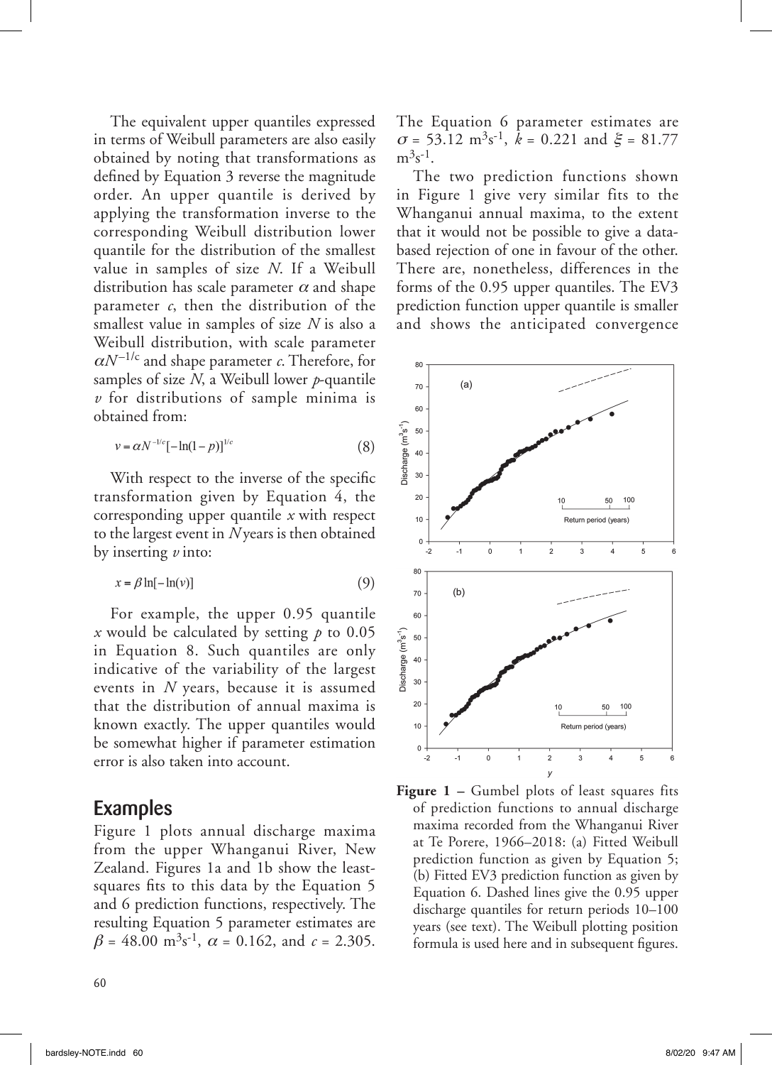The equivalent upper quantiles expressed in terms of Weibull parameters are also easily obtained by noting that transformations as defined by Equation 3 reverse the magnitude order. An upper quantile is derived by applying the transformation inverse to the corresponding Weibull distribution lower quantile for the distribution of the smallest value in samples of size $N$. If a Weibull distribution has scale parameter $\alpha$ and shape parameter $c$, then the distribution of the smallest value in samples of size $N$ is also a Weibull distribution, with scale parameter $\alpha N^{-1/c}$ and shape parameter $c$. Therefore, for samples of size $N$, a Weibull lower $p$-quantile $v$ for distributions of sample minima is obtained from:

$$v = \alpha N^{-1/c}[-\ln(1-p)]^{1/c} \tag{8}$$

With respect to the inverse of the specific transformation given by Equation 4, the corresponding upper quantile $x$ with respect to the largest event in $N$ years is then obtained by inserting $v$ into:

$$x = \beta \ln[-\ln(v)] \tag{9}$$

For example, the upper 0.95 quantile $x$ would be calculated by setting $p$ to 0.05 in Equation 8. Such quantiles are only indicative of the variability of the largest events in $N$ years, because it is assumed that the distribution of annual maxima is known exactly. The upper quantiles would be somewhat higher if parameter estimation error is also taken into account.

## Examples

Figure 1 plots annual discharge maxima from the upper Whanganui River, New Zealand. Figures 1a and 1b show the least-squares fits to this data by the Equation 5 and 6 prediction functions, respectively. The resulting Equation 5 parameter estimates are $\beta$ = 48.00 m$^3$s$^{-1}$, $\alpha$ = 0.162, and $c$ = 2.305. The Equation 6 parameter estimates are $\sigma$ = 53.12 m$^3$s$^{-1}$, $k$ = 0.221 and $\xi$ = 81.77 m$^3$s$^{-1}$.

The two prediction functions shown in Figure 1 give very similar fits to the Whanganui annual maxima, to the extent that it would not be possible to give a data-based rejection of one in favour of the other. There are, nonetheless, differences in the forms of the 0.95 upper quantiles. The EV3 prediction function upper quantile is smaller and shows the anticipated convergence

**Figure 1 –** Gumbel plots of least squares fits of prediction functions to annual discharge maxima recorded from the Whanganui River at Te Porere, 1966–2018: (a) Fitted Weibull prediction function as given by Equation 5; (b) Fitted EV3 prediction function as given by Equation 6. Dashed lines give the 0.95 upper discharge quantiles for return periods 10–100 years (see text). The Weibull plotting position formula is used here and in subsequent figures.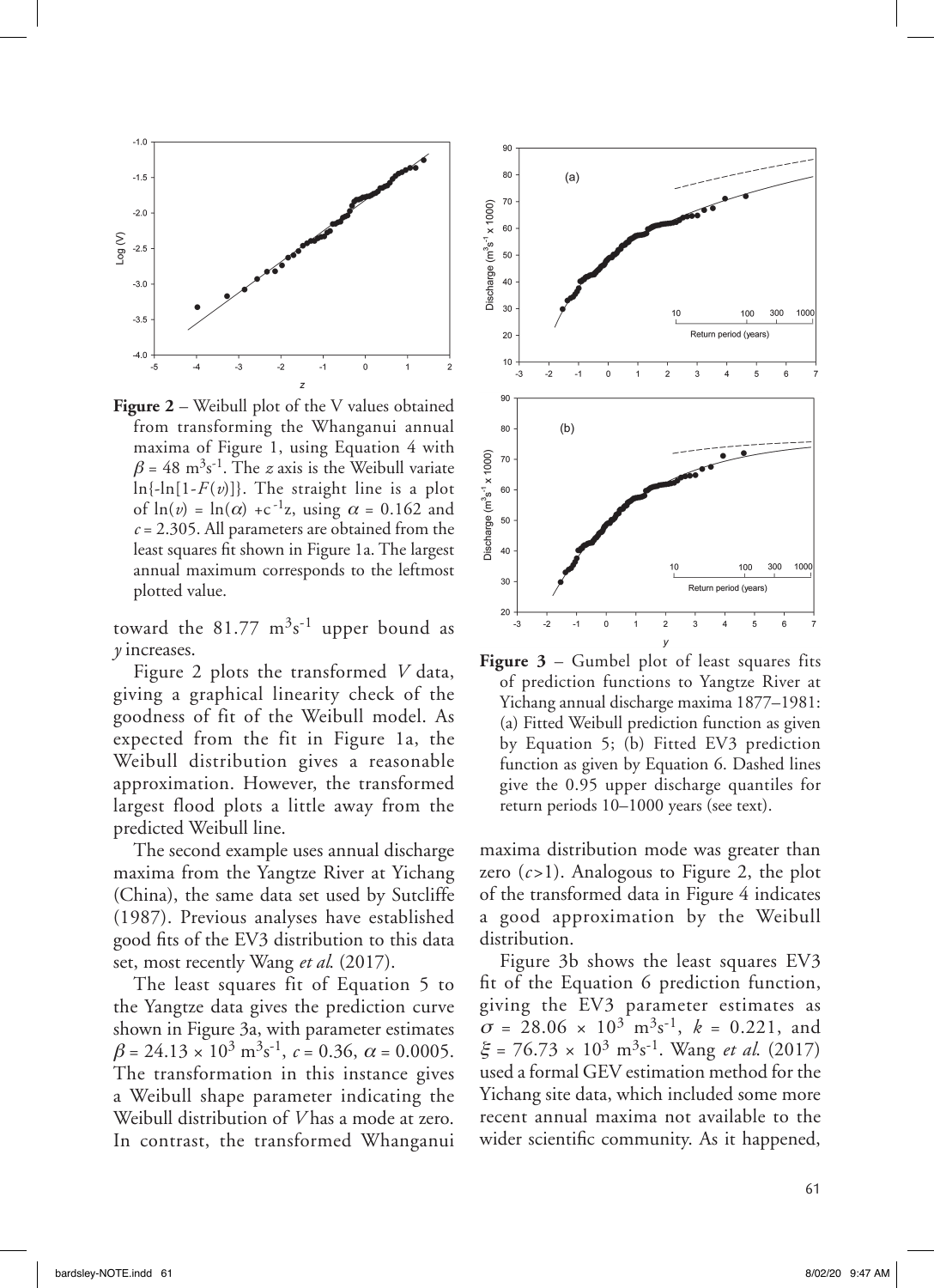**Figure 2** – Weibull plot of the V values obtained from transforming the Whanganui annual maxima of Figure 1, using Equation 4 with $\beta$ = 48 $m^3s^{-1}$. The *z* axis is the Weibull variate $\ln\{-\ln[1-F(v)]\}$. The straight line is a plot of $\ln(v) = \ln(\alpha) + c^{-1}z$, using $\alpha$ = 0.162 and *c* = 2.305. All parameters are obtained from the least squares fit shown in Figure 1a. The largest annual maximum corresponds to the leftmost plotted value.

toward the 81.77 $m^3s^{-1}$ upper bound as *y* increases.

Figure 2 plots the transformed *V* data, giving a graphical linearity check of the goodness of fit of the Weibull model. As expected from the fit in Figure 1a, the Weibull distribution gives a reasonable approximation. However, the transformed largest flood plots a little away from the predicted Weibull line.

The second example uses annual discharge maxima from the Yangtze River at Yichang (China), the same data set used by Sutcliffe (1987). Previous analyses have established good fits of the EV3 distribution to this data set, most recently Wang *et al*. (2017).

The least squares fit of Equation 5 to the Yangtze data gives the prediction curve shown in Figure 3a, with parameter estimates $\beta = 24.13 \times 10^3$ $m^3s^{-1}$, $c$ = 0.36, $\alpha$ = 0.0005. The transformation in this instance gives a Weibull shape parameter indicating the Weibull distribution of *V* has a mode at zero. In contrast, the transformed Whanganui maxima distribution mode was greater than zero ($c$>1). Analogous to Figure 2, the plot of the transformed data in Figure 4 indicates a good approximation by the Weibull distribution.

**Figure 3** – Gumbel plot of least squares fits of prediction functions to Yangtze River at Yichang annual discharge maxima 1877–1981: (a) Fitted Weibull prediction function as given by Equation 5; (b) Fitted EV3 prediction function as given by Equation 6. Dashed lines give the 0.95 upper discharge quantiles for return periods 10–1000 years (see text).

Figure 3b shows the least squares EV3 fit of the Equation 6 prediction function, giving the EV3 parameter estimates as $\sigma = 28.06 \times 10^3$ $m^3s^{-1}$, $k$ = 0.221, and $\xi = 76.73 \times 10^3$ $m^3s^{-1}$. Wang *et al*. (2017) used a formal GEV estimation method for the Yichang site data, which included some more recent annual maxima not available to the wider scientific community. As it happened,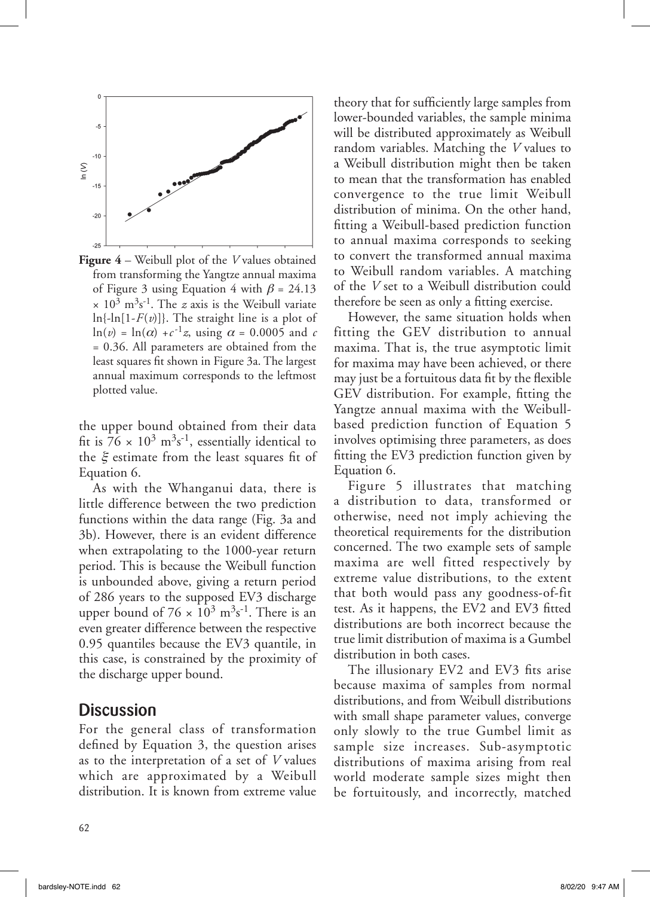**Figure 4** – Weibull plot of the $V$ values obtained from transforming the Yangtze 4 annual maxima of Figure 3 using Equation 4 with $\beta = 24.13 \times 10^3$ m$^3$s$^{-1}$. The $z$ axis is the Weibull variate $\ln\{-\ln[1-F(v)]\}$. The straight line is a plot of $\ln(v) = \ln(\alpha) + c^{-1}z$, using $\alpha = 0.0005$ and $c = 0.36$. All parameters are obtained from the least squares fit shown in Figure 3a. The largest annual maximum corresponds to the leftmost plotted value.

the upper bound obtained from their data fit is $76 \times 10^3$ m$^3$s$^{-1}$, essentially identical to the $\xi$ estimate from the least squares fit of Equation 6.

As with the Whanganui data, there is little difference between the two prediction functions within the data range (Fig. 3a and 3b). However, there is an evident difference when extrapolating to the 1000-year return period. This is because the Weibull function is unbounded above, giving a return period of 286 years to the supposed EV3 discharge upper bound of $76 \times 10^3$ m$^3$s$^{-1}$. There is an even greater difference between the respective 0.95 quantiles because the EV3 quantile, in this case, is constrained by the proximity of the discharge upper bound.

## Discussion

For the general class of transformation defined by Equation 3, the question arises as to the interpretation of a set of $V$ values which are approximated by a Weibull distribution. It is known from extreme value theory that for sufficiently large samples from lower-bounded variables, the sample minima will be distributed approximately as Weibull random variables. Matching the $V$ values to a Weibull distribution might then be taken to mean that the transformation has enabled convergence to the true limit Weibull distribution of minima. On the other hand, fitting a Weibull-based prediction function to annual maxima corresponds to seeking to convert the transformed annual maxima to Weibull random variables. A matching of the $V$ set to a Weibull distribution could therefore be seen as only a fitting exercise.

However, the same situation holds when fitting the GEV distribution to annual maxima. That is, the true asymptotic limit for maxima may have been achieved, or there may just be a fortuitous data fit by the flexible GEV distribution. For example, fitting the Yangtze annual maxima with the Weibull-based prediction function of Equation 5 involves optimising three parameters, as does fitting the EV3 prediction function given by Equation 6.

Figure 5 illustrates that matching a distribution to data, transformed or otherwise, need not imply achieving the theoretical requirements for the distribution concerned. The two example sets of sample maxima are well fitted respectively by extreme value distributions, to the extent that both would pass any goodness-of-fit test. As it happens, the EV2 and EV3 fitted distributions are both incorrect because the true limit distribution of maxima is a Gumbel distribution in both cases.

The illusionary EV2 and EV3 fits arise because maxima of samples from normal distributions, and from Weibull distributions with small shape parameter values, converge only slowly to the true Gumbel limit as sample size increases. Sub-asymptotic distributions of maxima arising from real world moderate sample sizes might then be fortuitously, and incorrectly, matched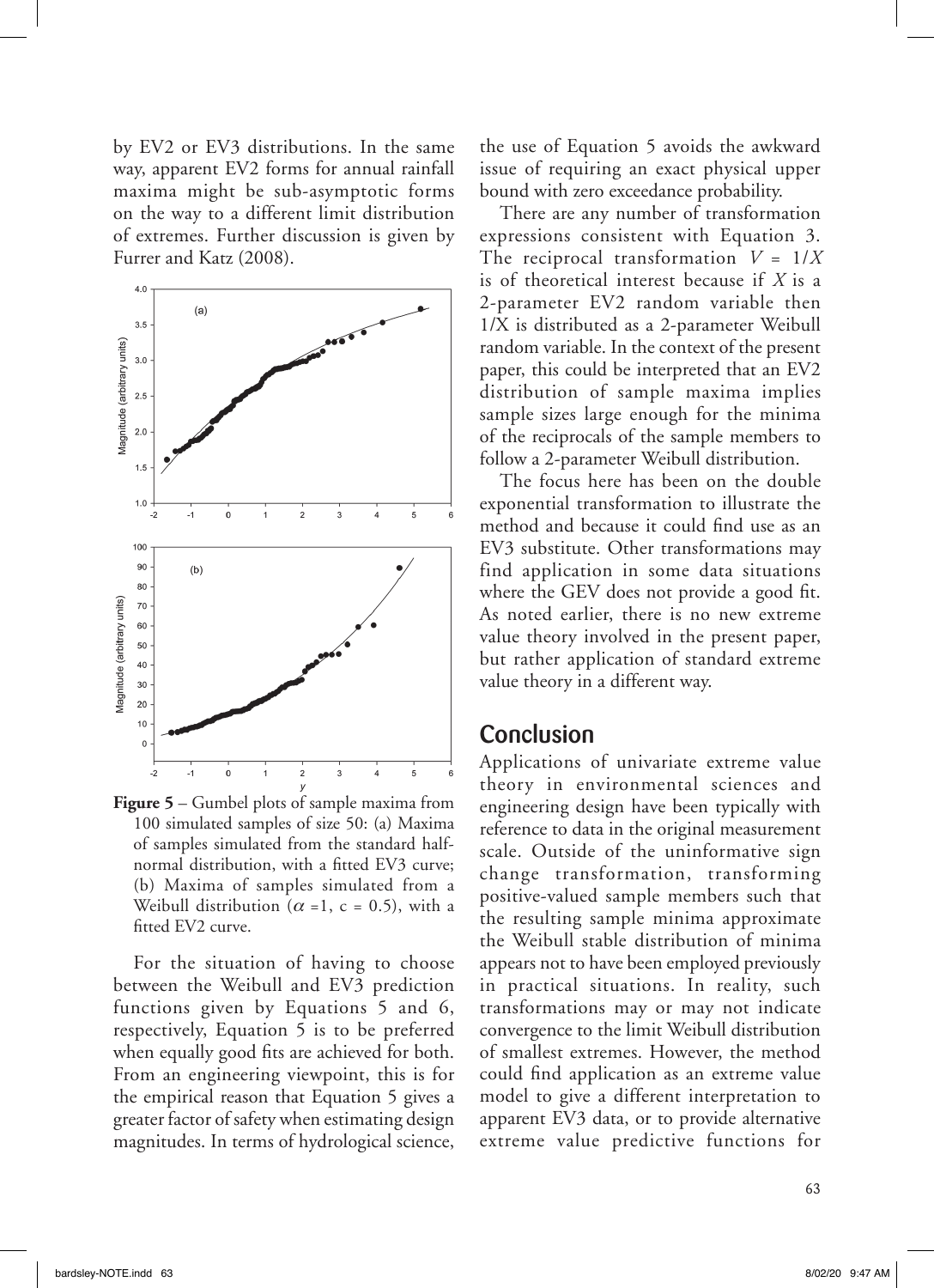by EV2 or EV3 distributions. In the same way, apparent EV2 forms for annual rainfall maxima might be sub-asymptotic forms on the way to a different limit distribution of extremes. Further discussion is given by Furrer and Katz (2008).

**Figure 5** – Gumbel plots of sample maxima from 100 simulated samples of size 50: (a) Maxima of samples simulated from the standard half-normal distribution, with a fitted EV3 curve; (b) Maxima of samples simulated from a Weibull distribution ($\alpha$ =1, c = 0.5), with a fitted EV2 curve.

For the situation of having to choose between the Weibull and EV3 prediction functions given by Equations 5 and 6, respectively, Equation 5 is to be preferred when equally good fits are achieved for both. From an engineering viewpoint, this is for the empirical reason that Equation 5 gives a greater factor of safety when estimating design magnitudes. In terms of hydrological science, the use of Equation 5 avoids the awkward issue of requiring an exact physical upper bound with zero exceedance probability.

There are any number of transformation expressions consistent with Equation 3. The reciprocal transformation $V = 1/X$ is of theoretical interest because if $X$ is a 2-parameter EV2 random variable then $1/X$ is distributed as a 2-parameter Weibull random variable. In the context of the present paper, this could be interpreted that an EV2 distribution of sample maxima implies sample sizes large enough for the minima of the reciprocals of the sample members to follow a 2-parameter Weibull distribution.

The focus here has been on the double exponential transformation to illustrate the method and because it could find use as an EV3 substitute. Other transformations may find application in some data situations where the GEV does not provide a good fit. As noted earlier, there is no new extreme value theory involved in the present paper, but rather application of standard extreme value theory in a different way.

## Conclusion

Applications of univariate extreme value theory in environmental sciences and engineering design have been typically with reference to data in the original measurement scale. Outside of the uninformative sign change transformation, transforming positive-valued sample members such that the resulting sample minima approximate the Weibull stable distribution of minima appears not to have been employed previously in practical situations. In reality, such transformations may or may not indicate convergence to the limit Weibull distribution of smallest extremes. However, the method could find application as an extreme value model to give a different interpretation to apparent EV3 data, or to provide alternative extreme value predictive functions for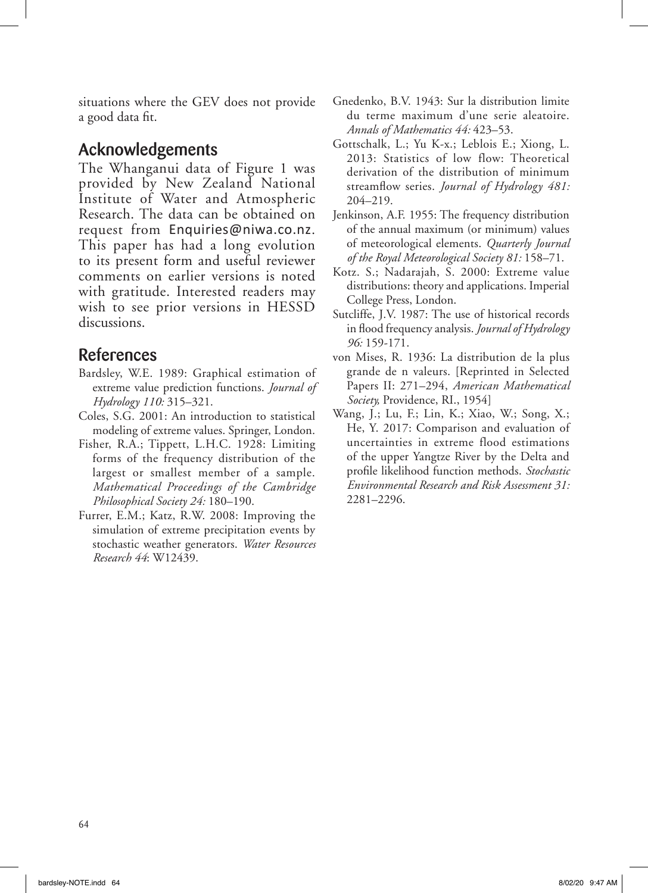situations where the GEV does not provide a good data fit.

## Acknowledgements

The Whanganui data of Figure 1 was provided by New Zealand National Institute of Water and Atmospheric Research. The data can be obtained on request from Enquiries@niwa.co.nz. This paper has had a long evolution to its present form and useful reviewer comments on earlier versions is noted with gratitude. Interested readers may wish to see prior versions in HESSD discussions.

## References

Bardsley, W.E. 1989: Graphical estimation of extreme value prediction functions. *Journal of Hydrology 110:* 315–321.

Coles, S.G. 2001: An introduction to statistical modeling of extreme values. Springer, London.

Fisher, R.A.; Tippett, L.H.C. 1928: Limiting forms of the frequency distribution of the largest or smallest member of a sample. *Mathematical Proceedings of the Cambridge Philosophical Society 24:* 180–190.

Furrer, E.M.; Katz, R.W. 2008: Improving the simulation of extreme precipitation events by stochastic weather generators. *Water Resources Research 44*: W12439.

Gnedenko, B.V. 1943: Sur la distribution limite du terme maximum d'une serie aleatoire. *Annals of Mathematics 44:* 423–53.

Gottschalk, L.; Yu K-x.; Leblois E.; Xiong, L. 2013: Statistics of low flow: Theoretical derivation of the distribution of minimum streamflow series. *Journal of Hydrology 481:* 204–219.

Jenkinson, A.F. 1955: The frequency distribution of the annual maximum (or minimum) values of meteorological elements. *Quarterly Journal of the Royal Meteorological Society 81:* 158–71.

Kotz. S.; Nadarajah, S. 2000: Extreme value distributions: theory and applications. Imperial College Press, London.

Sutcliffe, J.V. 1987: The use of historical records in flood frequency analysis. *Journal of Hydrology 96:* 159-171.

von Mises, R. 1936: La distribution de la plus grande de n valeurs. [Reprinted in Selected Papers II: 271–294, *American Mathematical Society,* Providence, RI., 1954]

Wang, J.; Lu, F.; Lin, K.; Xiao, W.; Song, X.; He, Y. 2017: Comparison and evaluation of uncertainties in extreme flood estimations of the upper Yangtze River by the Delta and profile likelihood function methods. *Stochastic Environmental Research and Risk Assessment 31:* 2281–2296.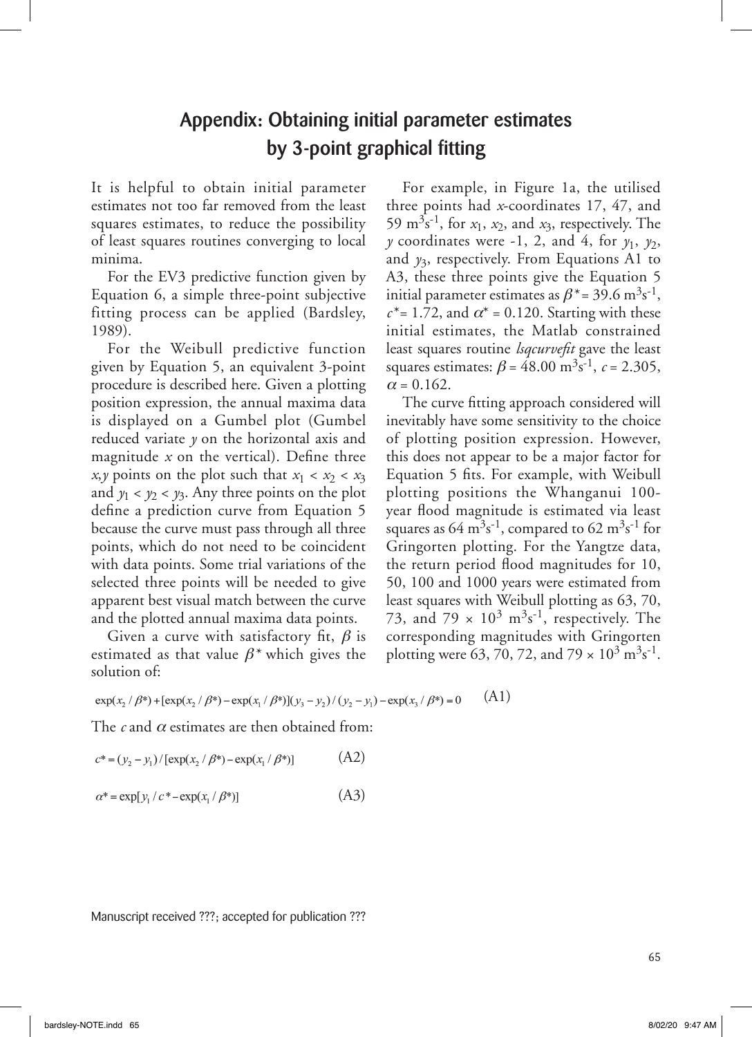# Appendix: Obtaining initial parameter estimates by 3-point graphical fitting

It is helpful to obtain initial parameter estimates not too far removed from the least squares estimates, to reduce the possibility of least squares routines converging to local minima.

For the EV3 predictive function given by Equation 6, a simple three-point subjective fitting process can be applied (Bardsley, 1989).

For the Weibull predictive function given by Equation 5, an equivalent 3-point procedure is described here. Given a plotting position expression, the annual maxima data is displayed on a Gumbel plot (Gumbel reduced variate $y$ on the horizontal axis and magnitude $x$ on the vertical). Define three $x,y$ points on the plot such that $x_1 < x_2 < x_3$ and $y_1 < y_2 < y_3$. Any three points on the plot define a prediction curve from Equation 5 because the curve must pass through all three points, which do not need to be coincident with data points. Some trial variations of the selected three points will be needed to give apparent best visual match between the curve and the plotted annual maxima data points.

Given a curve with satisfactory fit, $\beta$ is estimated as that value $\beta^*$ which gives the solution of:

$$\exp(x_2/\beta^*) + [\exp(x_2/\beta^*) - \exp(x_1/\beta^*)](y_3 - y_2)/(y_2 - y_1) - \exp(x_3/\beta^*) = 0 \qquad \text{(A1)}$$

The $c$ and $\alpha$ estimates are then obtained from:

$$c^* = (y_2 - y_1)/[\exp(x_2/\beta^*) - \exp(x_1/\beta^*)] \qquad \text{(A2)}$$

$$\alpha^* = \exp[y_1/c^* - \exp(x_1/\beta^*)] \qquad \text{(A3)}$$

For example, in Figure 1a, the utilised three points had $x$-coordinates 17, 47, and 59 $m^3s^{-1}$, for $x_1$, $x_2$, and $x_3$, respectively. The $y$ coordinates were -1, 2, and 4, for $y_1$, $y_2$, and $y_3$, respectively. From Equations A1 to A3, these three points give the Equation 5 initial parameter estimates as $\beta^* = 39.6$ $m^3s^{-1}$, $c^* = 1.72$, and $\alpha^* = 0.120$. Starting with these initial estimates, the Matlab constrained least squares routine *lsqcurvefit* gave the least squares estimates: $\beta = 48.00$ $m^3s^{-1}$, $c = 2.305$, $\alpha = 0.162$.

The curve fitting approach considered will inevitably have some sensitivity to the choice of plotting position expression. However, this does not appear to be a major factor for Equation 5 fits. For example, with Weibull plotting positions the Whanganui 100-year flood magnitude is estimated via least squares as 64 $m^3s^{-1}$, compared to 62 $m^3s^{-1}$ for Gringorten plotting. For the Yangtze data, the return period flood magnitudes for 10, 50, 100 and 1000 years were estimated from least squares with Weibull plotting as 63, 70, 73, and 79 × $10^3$ $m^3s^{-1}$, respectively. The corresponding magnitudes with Gringorten plotting were 63, 70, 72, and 79 × $10^3$ $m^3s^{-1}$.

Manuscript received ???; accepted for publication ???